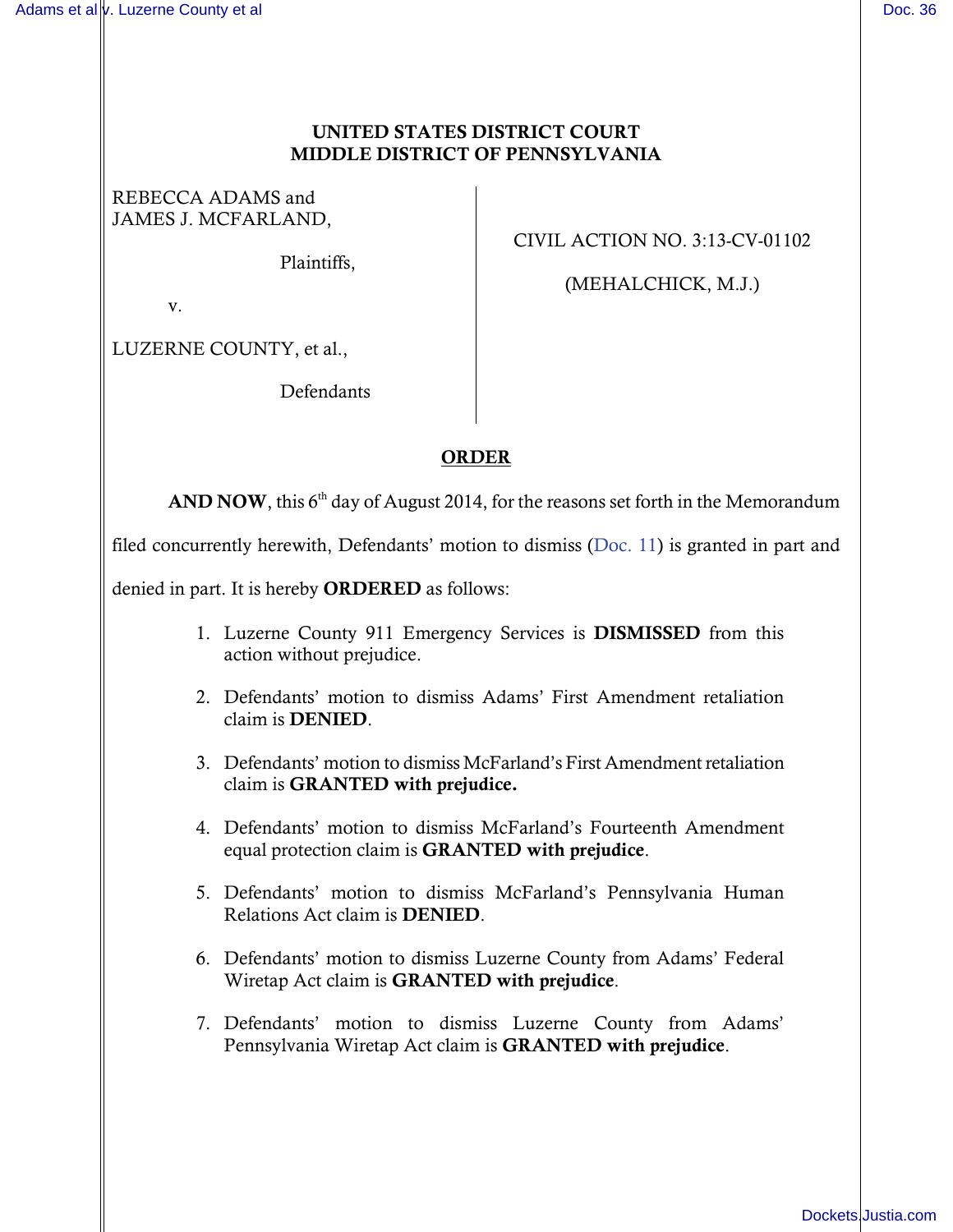**UNITED STATES DISTRICT COURT**
**MIDDLE DISTRICT OF PENNSYLVANIA**

REBECCA ADAMS and
JAMES J. MCFARLAND,

Plaintiffs,

v.

LUZERNE COUNTY, et al.,

Defendants

CIVIL ACTION NO. 3:13-CV-01102

(MEHALCHICK, M.J.)

## ORDER

**AND NOW**, this 6th day of August 2014, for the reasons set forth in the Memorandum filed concurrently herewith, Defendants' motion to dismiss (Doc. 11) is granted in part and denied in part. It is hereby **ORDERED** as follows:

1. Luzerne County 911 Emergency Services is **DISMISSED** from this action without prejudice.
2. Defendants' motion to dismiss Adams' First Amendment retaliation claim is **DENIED**.
3. Defendants' motion to dismiss McFarland's First Amendment retaliation claim is **GRANTED with prejudice.**
4. Defendants' motion to dismiss McFarland's Fourteenth Amendment equal protection claim is **GRANTED with prejudice**.
5. Defendants' motion to dismiss McFarland's Pennsylvania Human Relations Act claim is **DENIED**.
6. Defendants' motion to dismiss Luzerne County from Adams' Federal Wiretap Act claim is **GRANTED with prejudice**.
7. Defendants' motion to dismiss Luzerne County from Adams' Pennsylvania Wiretap Act claim is **GRANTED with prejudice**.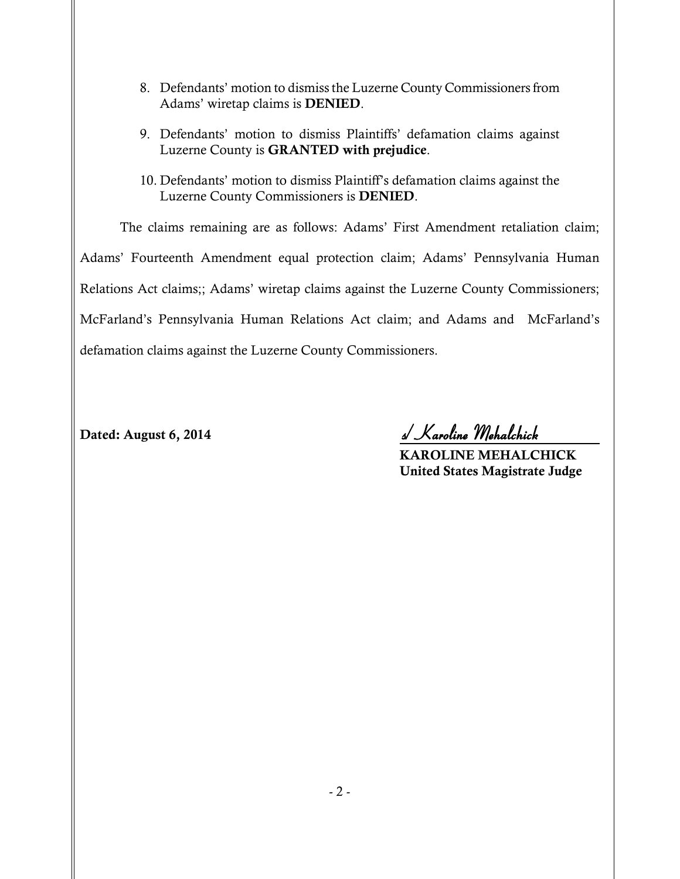8. Defendants' motion to dismiss the Luzerne County Commissioners from Adams' wiretap claims is **DENIED**.

9. Defendants' motion to dismiss Plaintiffs' defamation claims against Luzerne County is **GRANTED with prejudice**.

10. Defendants' motion to dismiss Plaintiff's defamation claims against the Luzerne County Commissioners is **DENIED**.

The claims remaining are as follows: Adams' First Amendment retaliation claim; Adams' Fourteenth Amendment equal protection claim; Adams' Pennsylvania Human Relations Act claims;; Adams' wiretap claims against the Luzerne County Commissioners; McFarland's Pennsylvania Human Relations Act claim; and Adams and McFarland's defamation claims against the Luzerne County Commissioners.

**Dated: August 6, 2014**

s/ Karoline Mehalchick

**KAROLINE MEHALCHICK**
**United States Magistrate Judge**